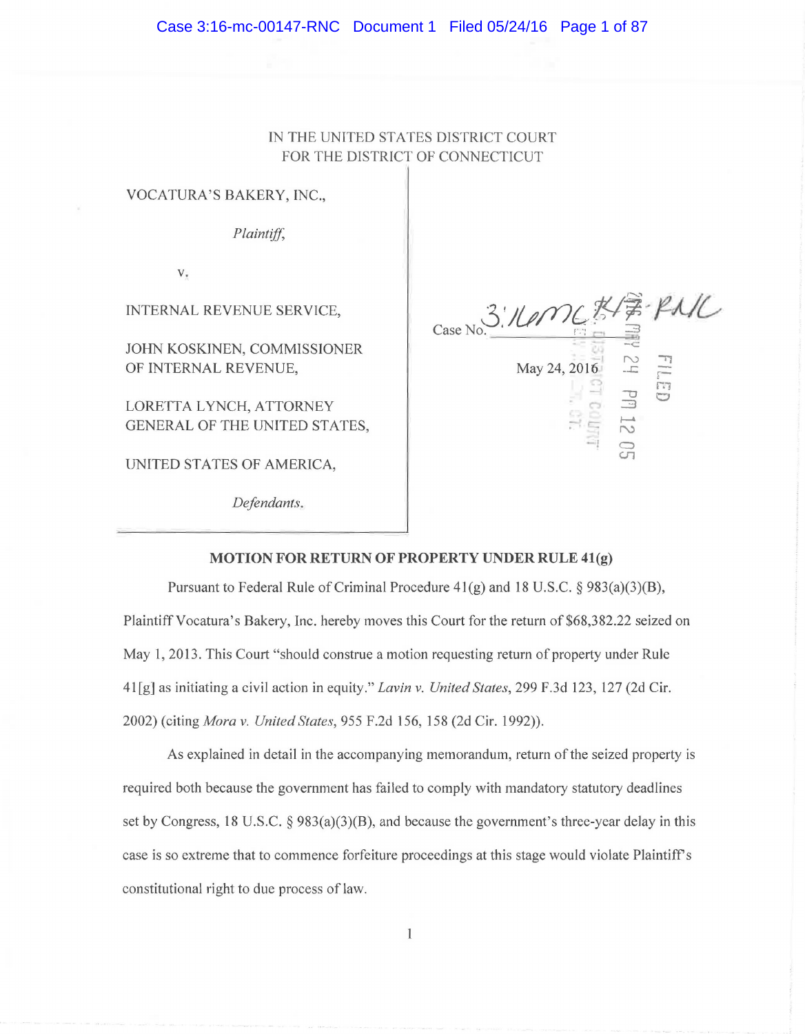IN THE UNITED STATES DISTRICT COURT
FOR THE DISTRICT OF CONNECTICUT

VOCATURA'S BAKERY, INC.,

*Plaintiff,*

v.

INTERNAL REVENUE SERVICE,

JOHN KOSKINEN, COMMISSIONER OF INTERNAL REVENUE,

LORETTA LYNCH, ATTORNEY GENERAL OF THE UNITED STATES,

UNITED STATES OF AMERICA,

*Defendants.*

Case No. 3:16mc147-RNC

May 24, 2016

FILED
2016 MAY 24 PM 12 05
U.S. DISTRICT COURT
NEW HAVEN, CT.

**MOTION FOR RETURN OF PROPERTY UNDER RULE 41(g)**

Pursuant to Federal Rule of Criminal Procedure 41(g) and 18 U.S.C. § 983(a)(3)(B), Plaintiff Vocatura's Bakery, Inc. hereby moves this Court for the return of $68,382.22 seized on May 1, 2013. This Court "should construe a motion requesting return of property under Rule 41[g] as initiating a civil action in equity." *Lavin v. United States*, 299 F.3d 123, 127 (2d Cir. 2002) (citing *Mora v. United States*, 955 F.2d 156, 158 (2d Cir. 1992)).

As explained in detail in the accompanying memorandum, return of the seized property is required both because the government has failed to comply with mandatory statutory deadlines set by Congress, 18 U.S.C. § 983(a)(3)(B), and because the government's three-year delay in this case is so extreme that to commence forfeiture proceedings at this stage would violate Plaintiff's constitutional right to due process of law.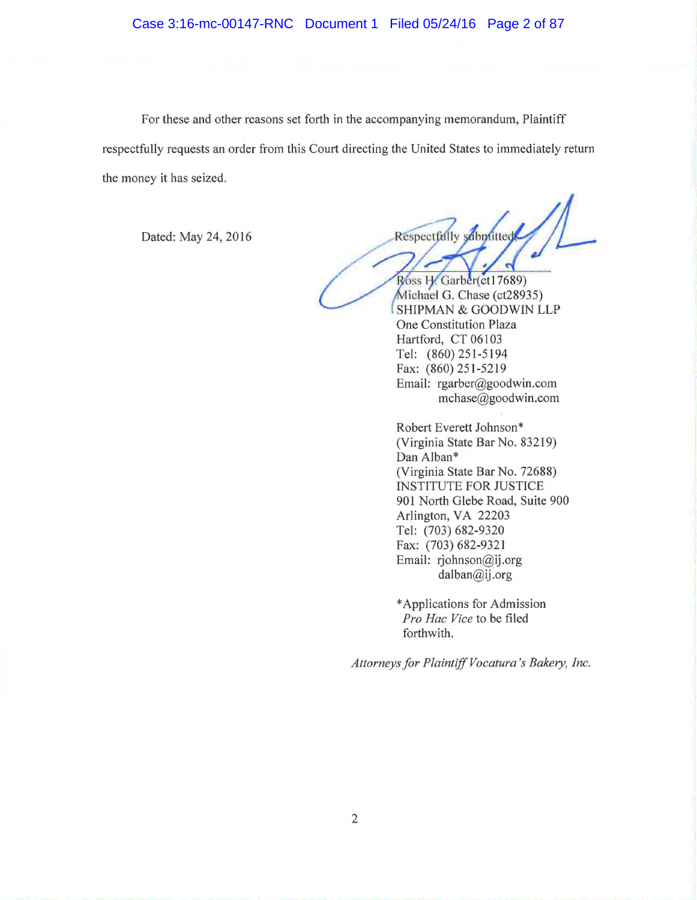For these and other reasons set forth in the accompanying memorandum, Plaintiff respectfully requests an order from this Court directing the United States to immediately return the money it has seized.

Dated: May 24, 2016

Respectfully submitted,

Ross H. Garber(ct17689)
Michael G. Chase (ct28935)
SHIPMAN & GOODWIN LLP
One Constitution Plaza
Hartford, CT 06103
Tel: (860) 251-5194
Fax: (860) 251-5219
Email: rgarber@goodwin.com
mchase@goodwin.com

Robert Everett Johnson*
(Virginia State Bar No. 83219)
Dan Alban*
(Virginia State Bar No. 72688)
INSTITUTE FOR JUSTICE
901 North Glebe Road, Suite 900
Arlington, VA 22203
Tel: (703) 682-9320
Fax: (703) 682-9321
Email: rjohnson@ij.org
dalban@ij.org

*Applications for Admission *Pro Hac Vice* to be filed forthwith.

*Attorneys for Plaintiff Vocatura's Bakery, Inc.*